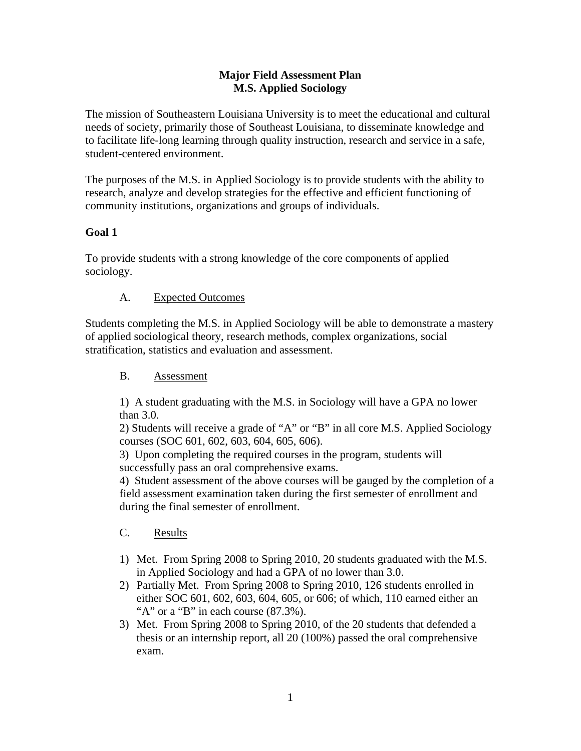# Major Field Assessment Plan
# M.S. Applied Sociology

The mission of Southeastern Louisiana University is to meet the educational and cultural needs of society, primarily those of Southeast Louisiana, to disseminate knowledge and to facilitate life-long learning through quality instruction, research and service in a safe, student-centered environment.

The purposes of the M.S. in Applied Sociology is to provide students with the ability to research, analyze and develop strategies for the effective and efficient functioning of community institutions, organizations and groups of individuals.

## Goal 1

To provide students with a strong knowledge of the core components of applied sociology.

### A. Expected Outcomes

Students completing the M.S. in Applied Sociology will be able to demonstrate a mastery of applied sociological theory, research methods, complex organizations, social stratification, statistics and evaluation and assessment.

### B. Assessment

1) A student graduating with the M.S. in Sociology will have a GPA no lower than 3.0.
2) Students will receive a grade of "A" or "B" in all core M.S. Applied Sociology courses (SOC 601, 602, 603, 604, 605, 606).
3) Upon completing the required courses in the program, students will successfully pass an oral comprehensive exams.
4) Student assessment of the above courses will be gauged by the completion of a field assessment examination taken during the first semester of enrollment and during the final semester of enrollment.

### C. Results

1) Met. From Spring 2008 to Spring 2010, 20 students graduated with the M.S. in Applied Sociology and had a GPA of no lower than 3.0.
2) Partially Met. From Spring 2008 to Spring 2010, 126 students enrolled in either SOC 601, 602, 603, 604, 605, or 606; of which, 110 earned either an "A" or a "B" in each course (87.3%).
3) Met. From Spring 2008 to Spring 2010, of the 20 students that defended a thesis or an internship report, all 20 (100%) passed the oral comprehensive exam.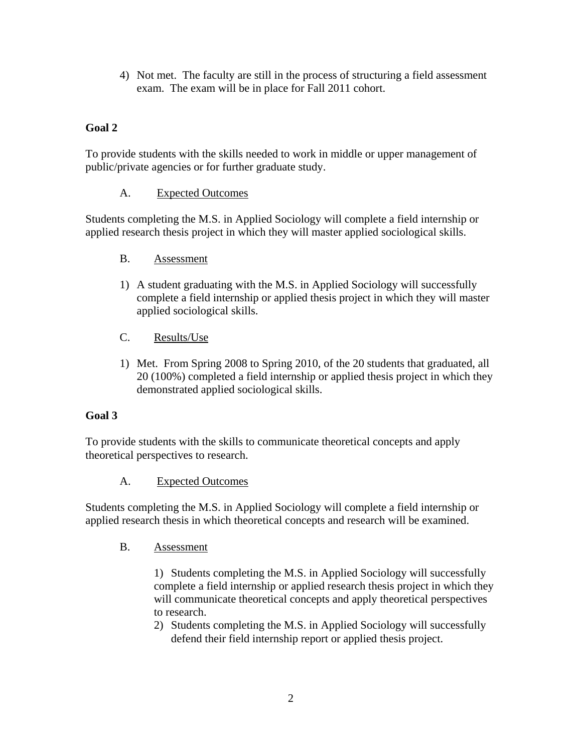4) Not met. The faculty are still in the process of structuring a field assessment exam. The exam will be in place for Fall 2011 cohort.

**Goal 2**

To provide students with the skills needed to work in middle or upper management of public/private agencies or for further graduate study.

A. Expected Outcomes

Students completing the M.S. in Applied Sociology will complete a field internship or applied research thesis project in which they will master applied sociological skills.

B. Assessment

1) A student graduating with the M.S. in Applied Sociology will successfully complete a field internship or applied thesis project in which they will master applied sociological skills.

C. Results/Use

1) Met. From Spring 2008 to Spring 2010, of the 20 students that graduated, all 20 (100%) completed a field internship or applied thesis project in which they demonstrated applied sociological skills.

**Goal 3**

To provide students with the skills to communicate theoretical concepts and apply theoretical perspectives to research.

A. Expected Outcomes

Students completing the M.S. in Applied Sociology will complete a field internship or applied research thesis in which theoretical concepts and research will be examined.

B. Assessment

1) Students completing the M.S. in Applied Sociology will successfully complete a field internship or applied research thesis project in which they will communicate theoretical concepts and apply theoretical perspectives to research.
2) Students completing the M.S. in Applied Sociology will successfully defend their field internship report or applied thesis project.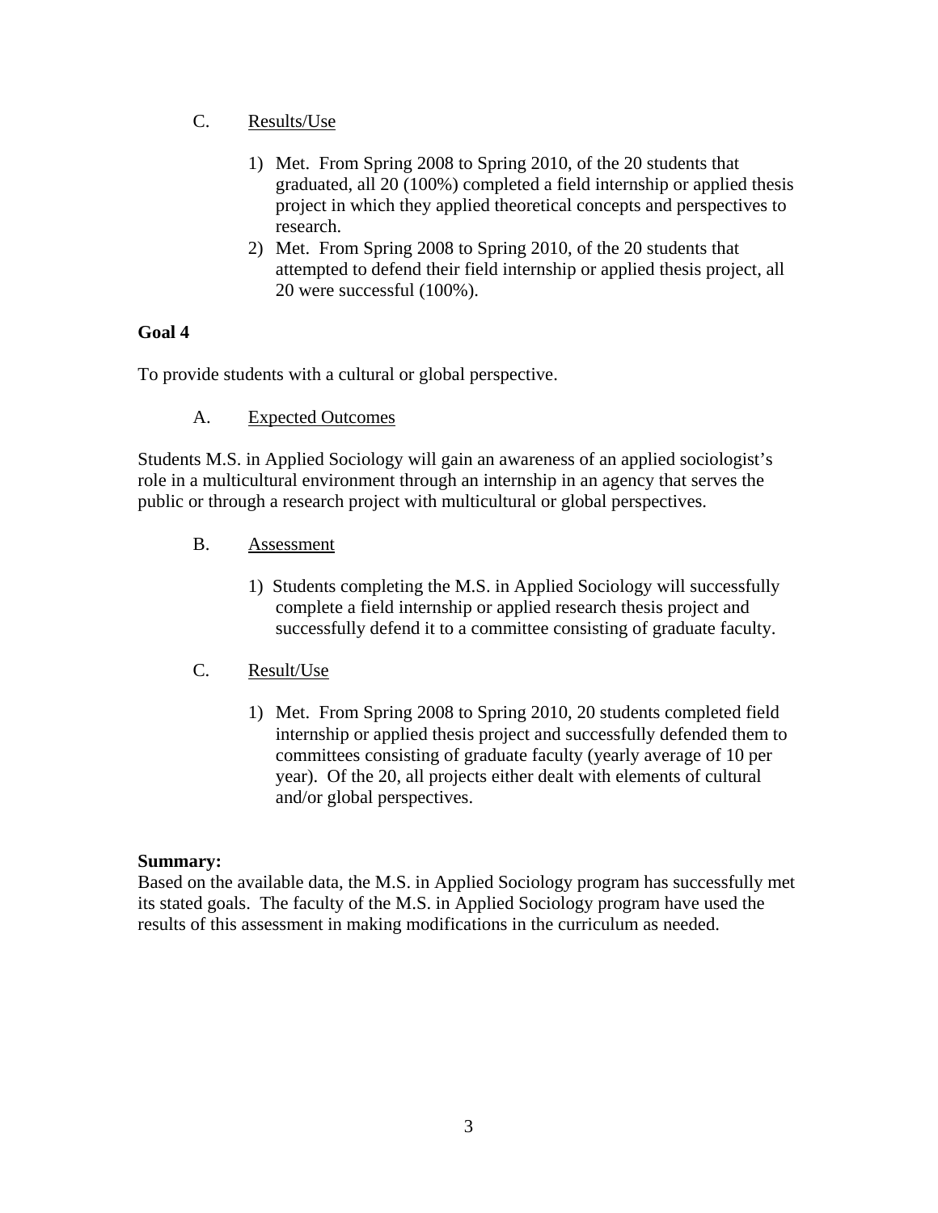C. <u>Results/Use</u>

1) Met. From Spring 2008 to Spring 2010, of the 20 students that graduated, all 20 (100%) completed a field internship or applied thesis project in which they applied theoretical concepts and perspectives to research.
2) Met. From Spring 2008 to Spring 2010, of the 20 students that attempted to defend their field internship or applied thesis project, all 20 were successful (100%).

**Goal 4**

To provide students with a cultural or global perspective.

A. <u>Expected Outcomes</u>

Students M.S. in Applied Sociology will gain an awareness of an applied sociologist's role in a multicultural environment through an internship in an agency that serves the public or through a research project with multicultural or global perspectives.

B. <u>Assessment</u>

1) Students completing the M.S. in Applied Sociology will successfully complete a field internship or applied research thesis project and successfully defend it to a committee consisting of graduate faculty.

C. <u>Result/Use</u>

1) Met. From Spring 2008 to Spring 2010, 20 students completed field internship or applied thesis project and successfully defended them to committees consisting of graduate faculty (yearly average of 10 per year). Of the 20, all projects either dealt with elements of cultural and/or global perspectives.

**Summary:**
Based on the available data, the M.S. in Applied Sociology program has successfully met its stated goals. The faculty of the M.S. in Applied Sociology program have used the results of this assessment in making modifications in the curriculum as needed.